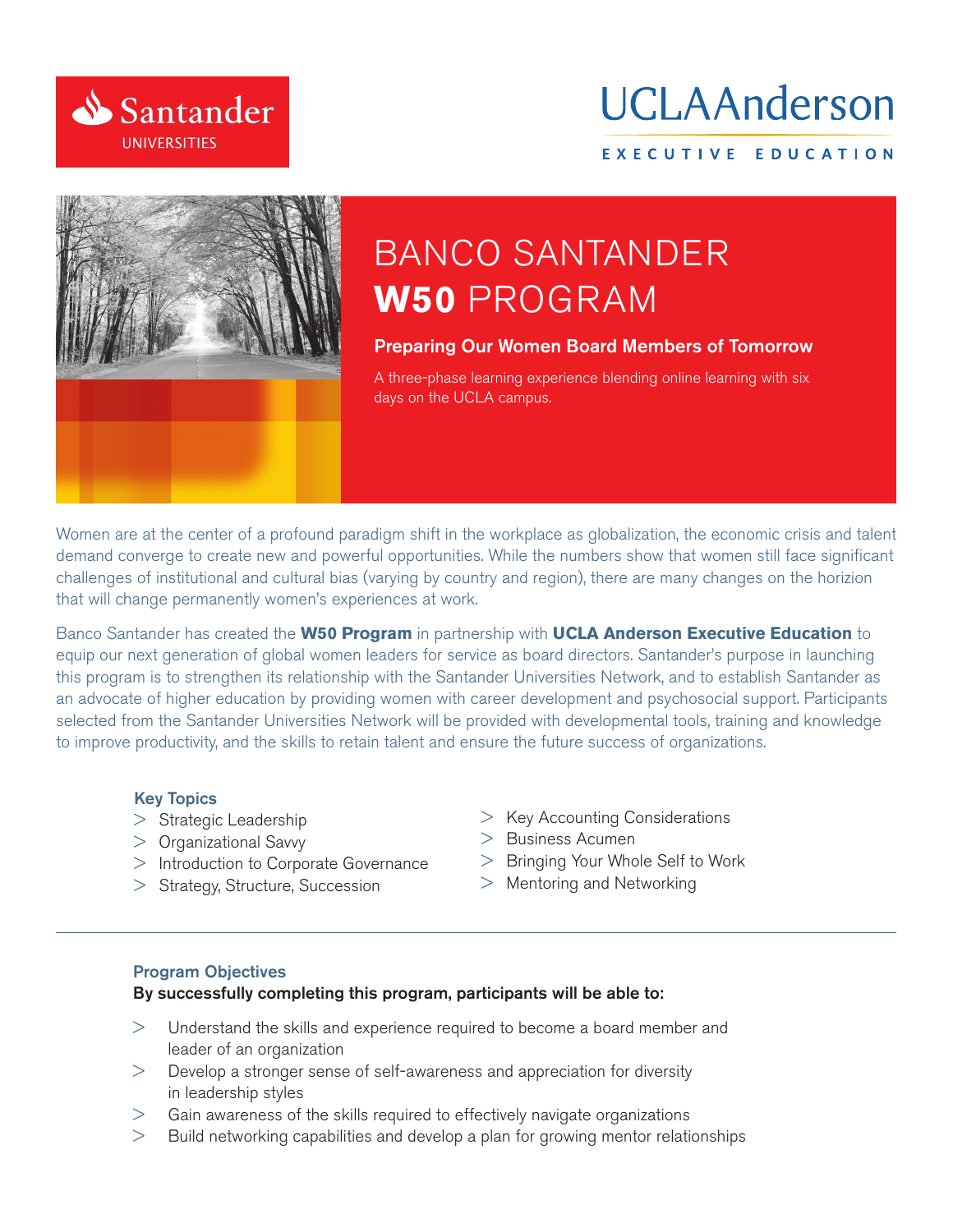Santander UNIVERSITIES

UCLA Anderson EXECUTIVE EDUCATION

# BANCO SANTANDER **W50** PROGRAM

### Preparing Our Women Board Members of Tomorrow

A three-phase learning experience blending online learning with six days on the UCLA campus.

Women are at the center of a profound paradigm shift in the workplace as globalization, the economic crisis and talent demand converge to create new and powerful opportunities. While the numbers show that women still face significant challenges of institutional and cultural bias (varying by country and region), there are many changes on the horizon that will change permanently women's experiences at work.

Banco Santander has created the **W50 Program** in partnership with **UCLA Anderson Executive Education** to equip our next generation of global women leaders for service as board directors. Santander's purpose in launching this program is to strengthen its relationship with the Santander Universities Network, and to establish Santander as an advocate of higher education by providing women with career development and psychosocial support. Participants selected from the Santander Universities Network will be provided with developmental tools, training and knowledge to improve productivity, and the skills to retain talent and ensure the future success of organizations.

### Key Topics

- Strategic Leadership
- Organizational Savvy
- Introduction to Corporate Governance
- Strategy, Structure, Succession
- Key Accounting Considerations
- Business Acumen
- Bringing Your Whole Self to Work
- Mentoring and Networking

---

### Program Objectives

**By successfully completing this program, participants will be able to:**

- Understand the skills and experience required to become a board member and leader of an organization
- Develop a stronger sense of self-awareness and appreciation for diversity in leadership styles
- Gain awareness of the skills required to effectively navigate organizations
- Build networking capabilities and develop a plan for growing mentor relationships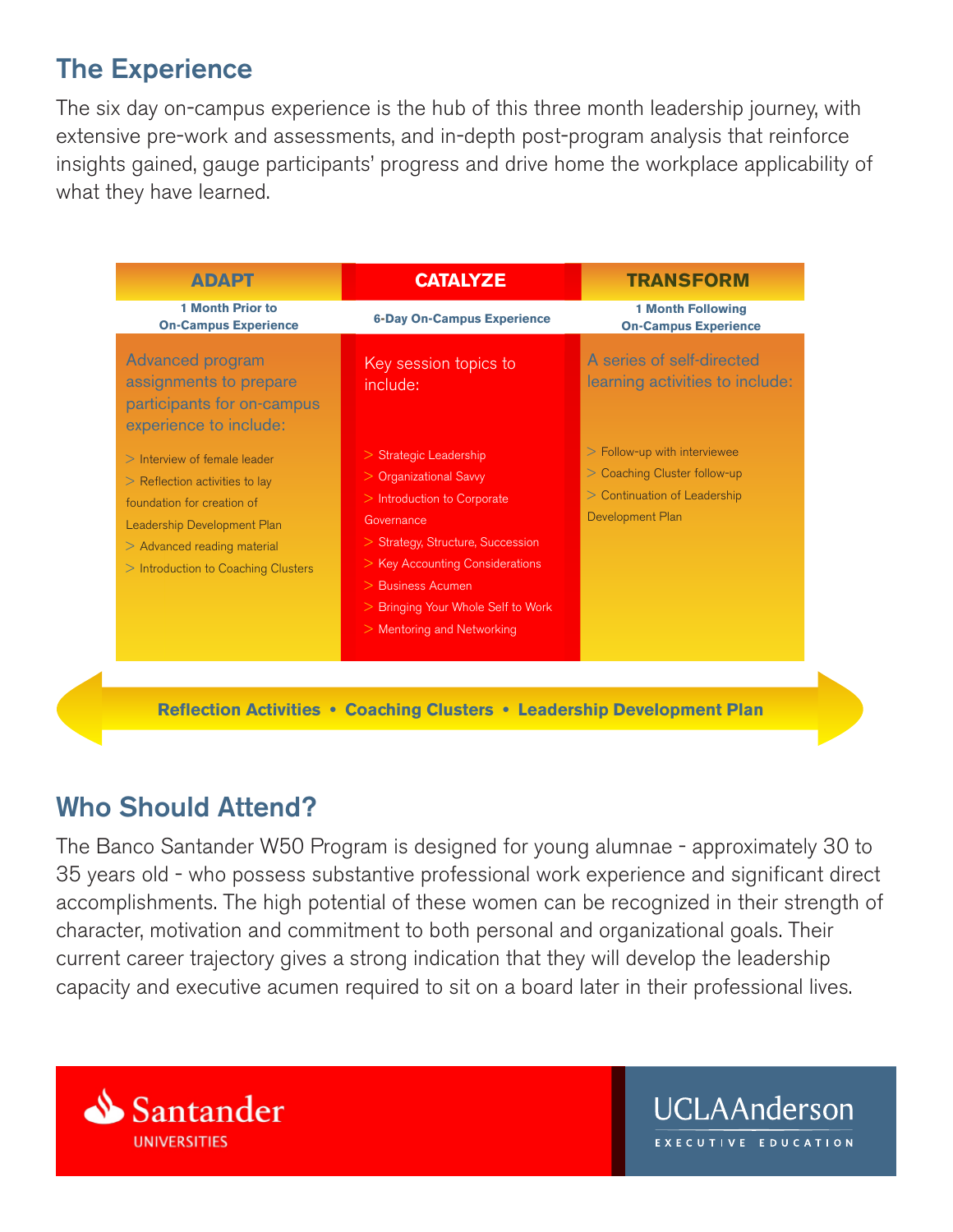## The Experience

The six day on-campus experience is the hub of this three month leadership journey, with extensive pre-work and assessments, and in-depth post-program analysis that reinforce insights gained, gauge participants' progress and drive home the workplace applicability of what they have learned.

### ADAPT

**1 Month Prior to On-Campus Experience**

Advanced program assignments to prepare participants for on-campus experience to include:

- Interview of female leader
- Reflection activities to lay foundation for creation of Leadership Development Plan
- Advanced reading material
- Introduction to Coaching Clusters

### CATALYZE

**6-Day On-Campus Experience**

Key session topics to include:

- Strategic Leadership
- Organizational Savvy
- Introduction to Corporate Governance
- Strategy, Structure, Succession
- Key Accounting Considerations
- Business Acumen
- Bringing Your Whole Self to Work
- Mentoring and Networking

### TRANSFORM

**1 Month Following On-Campus Experience**

A series of self-directed learning activities to include:

- Follow-up with interviewee
- Coaching Cluster follow-up
- Continuation of Leadership Development Plan

**Reflection Activities • Coaching Clusters • Leadership Development Plan**

## Who Should Attend?

The Banco Santander W50 Program is designed for young alumnae - approximately 30 to 35 years old - who possess substantive professional work experience and significant direct accomplishments. The high potential of these women can be recognized in their strength of character, motivation and commitment to both personal and organizational goals. Their current career trajectory gives a strong indication that they will develop the leadership capacity and executive acumen required to sit on a board later in their professional lives.

Santander UNIVERSITIES

UCLA Anderson EXECUTIVE EDUCATION